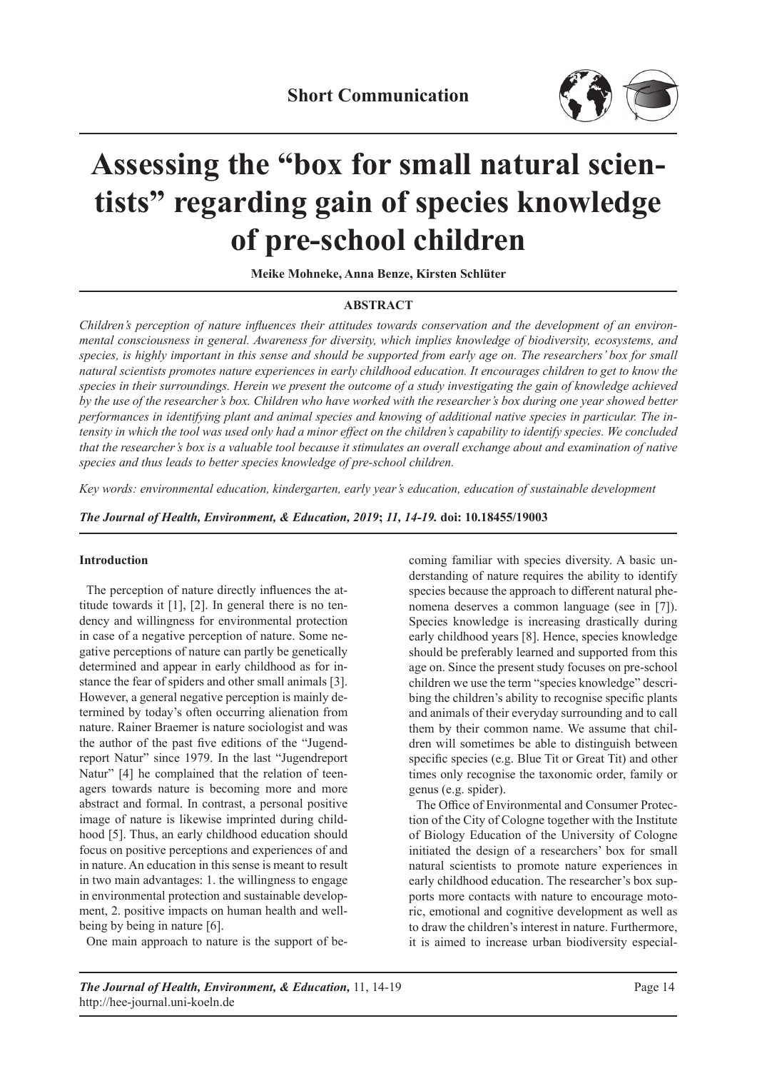**Short Communication**

# Assessing the "box for small natural scientists" regarding gain of species knowledge of pre-school children

**Meike Mohneke, Anna Benze, Kirsten Schlüter**

## ABSTRACT

*Children's perception of nature influences their attitudes towards conservation and the development of an environmental consciousness in general. Awareness for diversity, which implies knowledge of biodiversity, ecosystems, and species, is highly important in this sense and should be supported from early age on. The researchers' box for small natural scientists promotes nature experiences in early childhood education. It encourages children to get to know the species in their surroundings. Herein we present the outcome of a study investigating the gain of knowledge achieved by the use of the researcher's box. Children who have worked with the researcher's box during one year showed better performances in identifying plant and animal species and knowing of additional native species in particular. The intensity in which the tool was used only had a minor effect on the children's capability to identify species. We concluded that the researcher's box is a valuable tool because it stimulates an overall exchange about and examination of native species and thus leads to better species knowledge of pre-school children.*

*Key words: environmental education, kindergarten, early year's education, education of sustainable development*

***The Journal of Health, Environment, & Education, 2019*; *11, 14-19.*** **doi: 10.18455/19003**

### Introduction

The perception of nature directly influences the attitude towards it [1], [2]. In general there is no tendency and willingness for environmental protection in case of a negative perception of nature. Some negative perceptions of nature can partly be genetically determined and appear in early childhood as for instance the fear of spiders and other small animals [3]. However, a general negative perception is mainly determined by today's often occurring alienation from nature. Rainer Braemer is nature sociologist and was the author of the past five editions of the "Jugendreport Natur" since 1979. In the last "Jugendreport Natur" [4] he complained that the relation of teenagers towards nature is becoming more and more abstract and formal. In contrast, a personal positive image of nature is likewise imprinted during childhood [5]. Thus, an early childhood education should focus on positive perceptions and experiences of and in nature. An education in this sense is meant to result in two main advantages: 1. the willingness to engage in environmental protection and sustainable development, 2. positive impacts on human health and wellbeing by being in nature [6].

One main approach to nature is the support of becoming familiar with species diversity. A basic understanding of nature requires the ability to identify species because the approach to different natural phenomena deserves a common language (see in [7]). Species knowledge is increasing drastically during early childhood years [8]. Hence, species knowledge should be preferably learned and supported from this age on. Since the present study focuses on pre-school children we use the term "species knowledge" describing the children's ability to recognise specific plants and animals of their everyday surrounding and to call them by their common name. We assume that children will sometimes be able to distinguish between specific species (e.g. Blue Tit or Great Tit) and other times only recognise the taxonomic order, family or genus (e.g. spider).

The Office of Environmental and Consumer Protection of the City of Cologne together with the Institute of Biology Education of the University of Cologne initiated the design of a researchers' box for small natural scientists to promote nature experiences in early childhood education. The researcher's box supports more contacts with nature to encourage motoric, emotional and cognitive development as well as to draw the children's interest in nature. Furthermore, it is aimed to increase urban biodiversity especial-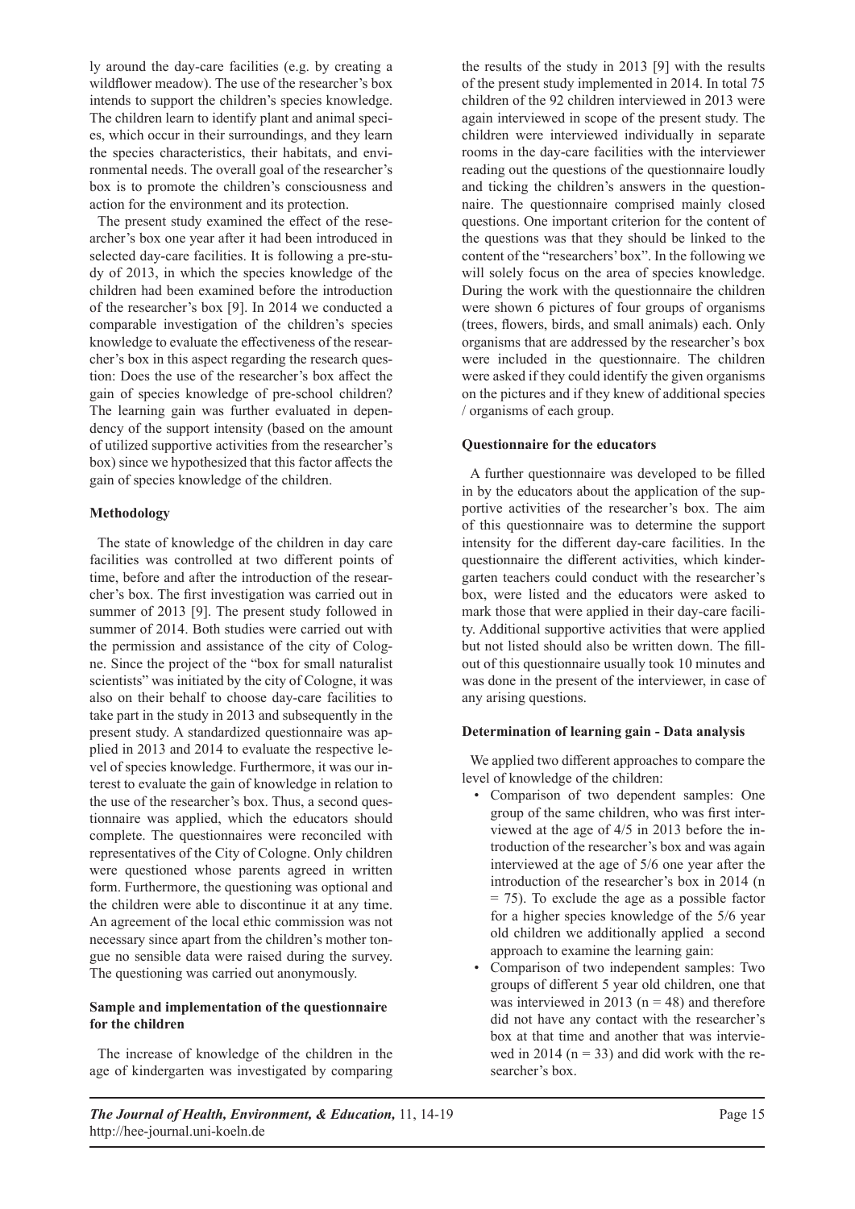ly around the day-care facilities (e.g. by creating a wildflower meadow). The use of the researcher's box intends to support the children's species knowledge. The children learn to identify plant and animal species, which occur in their surroundings, and they learn the species characteristics, their habitats, and environmental needs. The overall goal of the researcher's box is to promote the children's consciousness and action for the environment and its protection.

The present study examined the effect of the researcher's box one year after it had been introduced in selected day-care facilities. It is following a pre-study of 2013, in which the species knowledge of the children had been examined before the introduction of the researcher's box [9]. In 2014 we conducted a comparable investigation of the children's species knowledge to evaluate the effectiveness of the researcher's box in this aspect regarding the research question: Does the use of the researcher's box affect the gain of species knowledge of pre-school children? The learning gain was further evaluated in dependency of the support intensity (based on the amount of utilized supportive activities from the researcher's box) since we hypothesized that this factor affects the gain of species knowledge of the children.

## Methodology

The state of knowledge of the children in day care facilities was controlled at two different points of time, before and after the introduction of the researcher's box. The first investigation was carried out in summer of 2013 [9]. The present study followed in summer of 2014. Both studies were carried out with the permission and assistance of the city of Cologne. Since the project of the "box for small naturalist scientists" was initiated by the city of Cologne, it was also on their behalf to choose day-care facilities to take part in the study in 2013 and subsequently in the present study. A standardized questionnaire was applied in 2013 and 2014 to evaluate the respective level of species knowledge. Furthermore, it was our interest to evaluate the gain of knowledge in relation to the use of the researcher's box. Thus, a second questionnaire was applied, which the educators should complete. The questionnaires were reconciled with representatives of the City of Cologne. Only children were questioned whose parents agreed in written form. Furthermore, the questioning was optional and the children were able to discontinue it at any time. An agreement of the local ethic commission was not necessary since apart from the children's mother tongue no sensible data were raised during the survey. The questioning was carried out anonymously.

### Sample and implementation of the questionnaire for the children

The increase of knowledge of the children in the age of kindergarten was investigated by comparing the results of the study in 2013 [9] with the results of the present study implemented in 2014. In total 75 children of the 92 children interviewed in 2013 were again interviewed in scope of the present study. The children were interviewed individually in separate rooms in the day-care facilities with the interviewer reading out the questions of the questionnaire loudly and ticking the children's answers in the questionnaire. The questionnaire comprised mainly closed questions. One important criterion for the content of the questions was that they should be linked to the content of the "researchers' box". In the following we will solely focus on the area of species knowledge. During the work with the questionnaire the children were shown 6 pictures of four groups of organisms (trees, flowers, birds, and small animals) each. Only organisms that are addressed by the researcher's box were included in the questionnaire. The children were asked if they could identify the given organisms on the pictures and if they knew of additional species / organisms of each group.

### Questionnaire for the educators

A further questionnaire was developed to be filled in by the educators about the application of the supportive activities of the researcher's box. The aim of this questionnaire was to determine the support intensity for the different day-care facilities. In the questionnaire the different activities, which kindergarten teachers could conduct with the researcher's box, were listed and the educators were asked to mark those that were applied in their day-care facility. Additional supportive activities that were applied but not listed should also be written down. The fill-out of this questionnaire usually took 10 minutes and was done in the present of the interviewer, in case of any arising questions.

### Determination of learning gain - Data analysis

We applied two different approaches to compare the level of knowledge of the children:

- Comparison of two dependent samples: One group of the same children, who was first interviewed at the age of 4/5 in 2013 before the introduction of the researcher's box and was again interviewed at the age of 5/6 one year after the introduction of the researcher's box in 2014 ($n = 75$). To exclude the age as a possible factor for a higher species knowledge of the 5/6 year old children we additionally applied a second approach to examine the learning gain:
- Comparison of two independent samples: Two groups of different 5 year old children, one that was interviewed in 2013 ($n = 48$) and therefore did not have any contact with the researcher's box at that time and another that was interviewed in 2014 ($n = 33$) and did work with the researcher's box.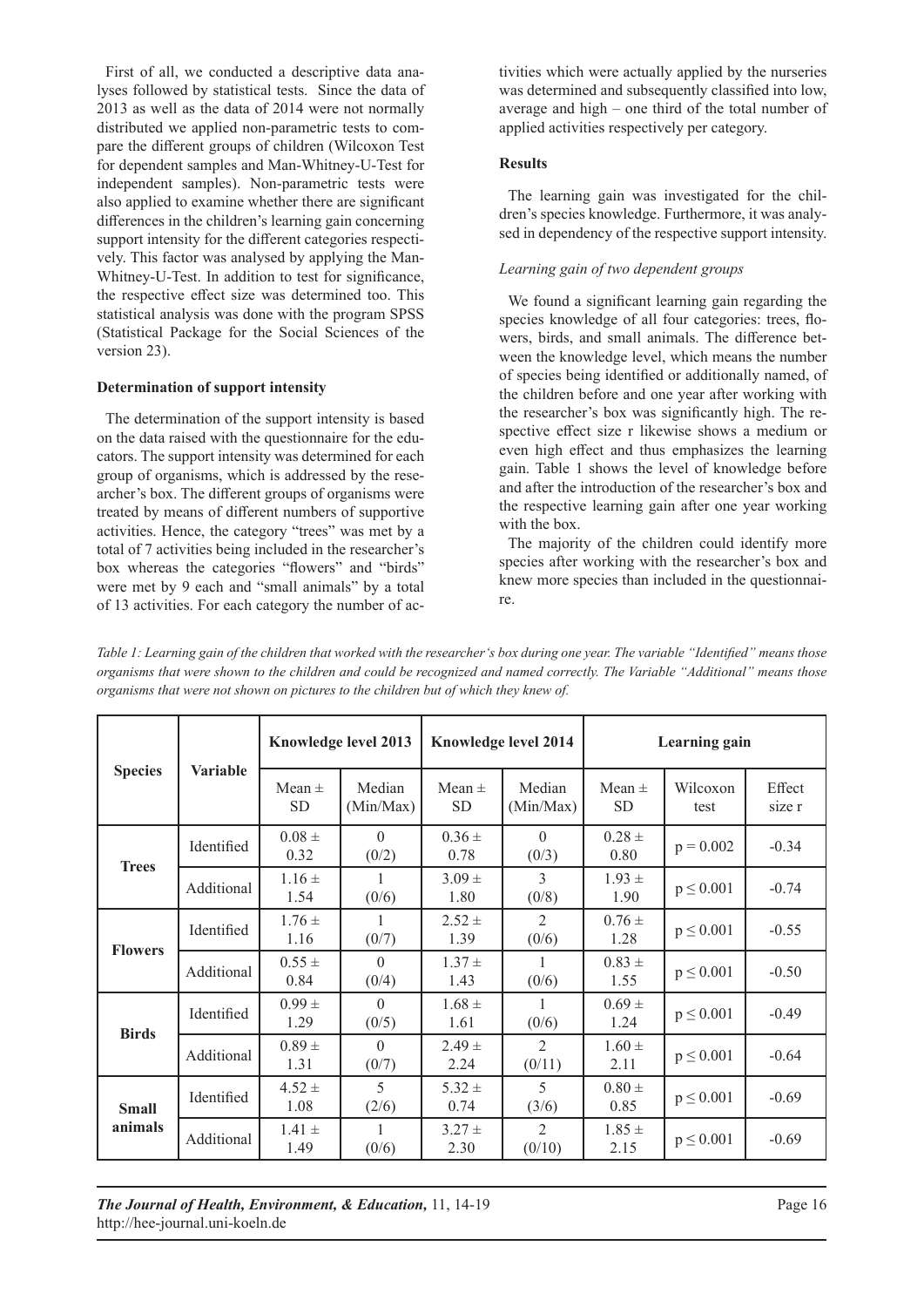First of all, we conducted a descriptive data analyses followed by statistical tests. Since the data of 2013 as well as the data of 2014 were not normally distributed we applied non-parametric tests to compare the different groups of children (Wilcoxon Test for dependent samples and Man-Whitney-U-Test for independent samples). Non-parametric tests were also applied to examine whether there are significant differences in the children's learning gain concerning support intensity for the different categories respectively. This factor was analysed by applying the Man-Whitney-U-Test. In addition to test for significance, the respective effect size was determined too. This statistical analysis was done with the program SPSS (Statistical Package for the Social Sciences of the version 23).

**Determination of support intensity**

The determination of the support intensity is based on the data raised with the questionnaire for the educators. The support intensity was determined for each group of organisms, which is addressed by the researcher's box. The different groups of organisms were treated by means of different numbers of supportive activities. Hence, the category "trees" was met by a total of 7 activities being included in the researcher's box whereas the categories "flowers" and "birds" were met by 9 each and "small animals" by a total of 13 activities. For each category the number of activities which were actually applied by the nurseries was determined and subsequently classified into low, average and high – one third of the total number of applied activities respectively per category.

**Results**

The learning gain was investigated for the children's species knowledge. Furthermore, it was analysed in dependency of the respective support intensity.

*Learning gain of two dependent groups*

We found a significant learning gain regarding the species knowledge of all four categories: trees, flowers, birds, and small animals. The difference between the knowledge level, which means the number of species being identified or additionally named, of the children before and one year after working with the researcher's box was significantly high. The respective effect size r likewise shows a medium or even high effect and thus emphasizes the learning gain. Table 1 shows the level of knowledge before and after the introduction of the researcher's box and the respective learning gain after one year working with the box.

The majority of the children could identify more species after working with the researcher's box and knew more species than included in the questionnaire.

*Table 1: Learning gain of the children that worked with the researcher's box during one year. The variable "Identified" means those organisms that were shown to the children and could be recognized and named correctly. The Variable "Additional" means those organisms that were not shown on pictures to the children but of which they knew of.*

| Species | Variable | Knowledge level 2013 | | Knowledge level 2014 | | Learning gain | | |
|---|---|---|---|---|---|---|---|---|
| | | Mean ± SD | Median (Min/Max) | Mean ± SD | Median (Min/Max) | Mean ± SD | Wilcoxon test | Effect size r |
| **Trees** | Identified | 0.08 ± 0.32 | 0 (0/2) | 0.36 ± 0.78 | 0 (0/3) | 0.28 ± 0.80 | $p = 0.002$ | -0.34 |
| | Additional | 1.16 ± 1.54 | 1 (0/6) | 3.09 ± 1.80 | 3 (0/8) | 1.93 ± 1.90 | $p \leq 0.001$ | -0.74 |
| **Flowers** | Identified | 1.76 ± 1.16 | 1 (0/7) | 2.52 ± 1.39 | 2 (0/6) | 0.76 ± 1.28 | $p \leq 0.001$ | -0.55 |
| | Additional | 0.55 ± 0.84 | 0 (0/4) | 1.37 ± 1.43 | 1 (0/6) | 0.83 ± 1.55 | $p \leq 0.001$ | -0.50 |
| **Birds** | Identified | 0.99 ± 1.29 | 0 (0/5) | 1.68 ± 1.61 | 1 (0/6) | 0.69 ± 1.24 | $p \leq 0.001$ | -0.49 |
| | Additional | 0.89 ± 1.31 | 0 (0/7) | 2.49 ± 2.24 | 2 (0/11) | 1.60 ± 2.11 | $p \leq 0.001$ | -0.64 |
| **Small animals** | Identified | 4.52 ± 1.08 | 5 (2/6) | 5.32 ± 0.74 | 5 (3/6) | 0.80 ± 0.85 | $p \leq 0.001$ | -0.69 |
| | Additional | 1.41 ± 1.49 | 1 (0/6) | 3.27 ± 2.30 | 2 (0/10) | 1.85 ± 2.15 | $p \leq 0.001$ | -0.69 |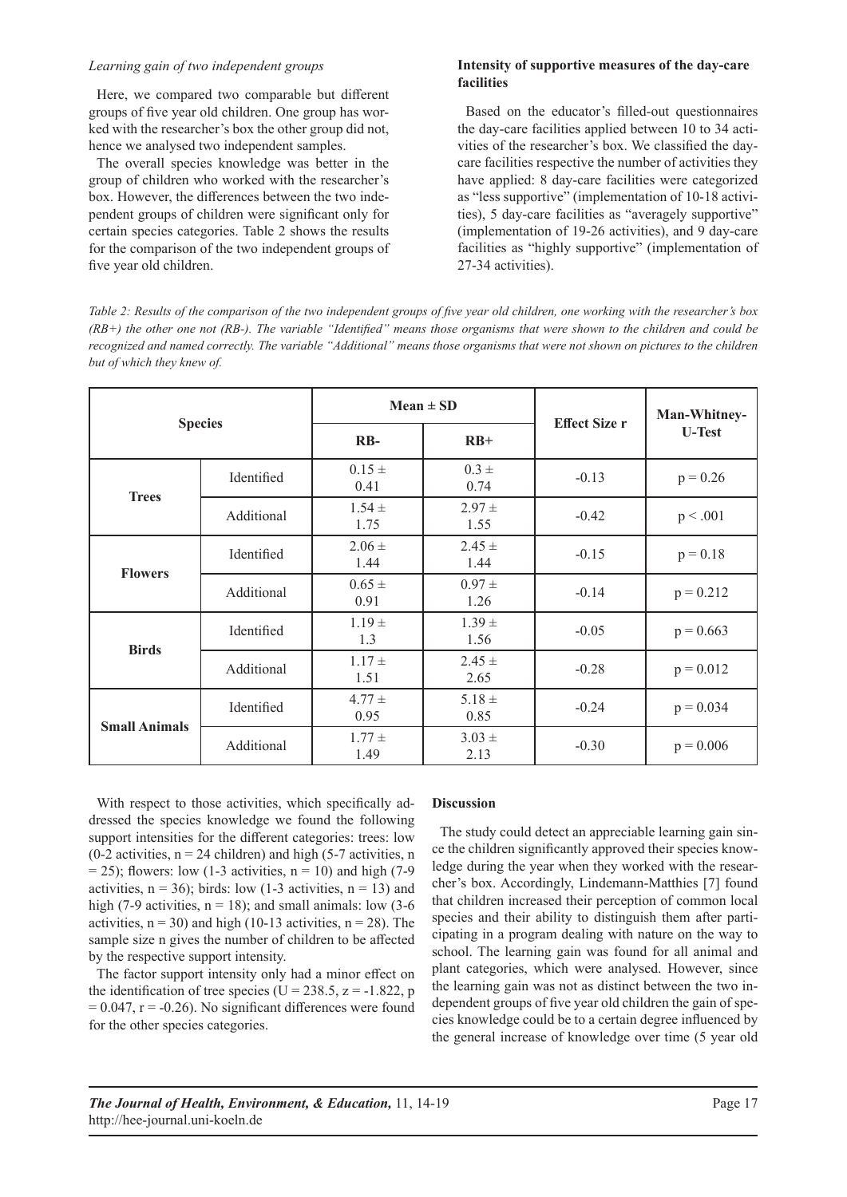*Learning gain of two independent groups*

Here, we compared two comparable but different groups of five year old children. One group has worked with the researcher's box the other group did not, hence we analysed two independent samples.

The overall species knowledge was better in the group of children who worked with the researcher's box. However, the differences between the two independent groups of children were significant only for certain species categories. Table 2 shows the results for the comparison of the two independent groups of five year old children.

**Intensity of supportive measures of the day-care facilities**

Based on the educator's filled-out questionnaires the day-care facilities applied between 10 to 34 activities of the researcher's box. We classified the day-care facilities respective the number of activities they have applied: 8 day-care facilities were categorized as "less supportive" (implementation of 10-18 activities), 5 day-care facilities as "averagely supportive" (implementation of 19-26 activities), and 9 day-care facilities as "highly supportive" (implementation of 27-34 activities).

*Table 2: Results of the comparison of the two independent groups of five year old children, one working with the researcher's box (RB+) the other one not (RB-). The variable "Identified" means those organisms that were shown to the children and could be recognized and named correctly. The variable "Additional" means those organisms that were not shown on pictures to the children but of which they knew of.*

| Species | | Mean ± SD | | Effect Size r | Man-Whitney-U-Test |
|---|---|---|---|---|---|
| | | RB- | RB+ | | |
| Trees | Identified | 0.15 ± 0.41 | 0.3 ± 0.74 | -0.13 | p = 0.26 |
| | Additional | 1.54 ± 1.75 | 2.97 ± 1.55 | -0.42 | p < .001 |
| Flowers | Identified | 2.06 ± 1.44 | 2.45 ± 1.44 | -0.15 | p = 0.18 |
| | Additional | 0.65 ± 0.91 | 0.97 ± 1.26 | -0.14 | p = 0.212 |
| Birds | Identified | 1.19 ± 1.3 | 1.39 ± 1.56 | -0.05 | p = 0.663 |
| | Additional | 1.17 ± 1.51 | 2.45 ± 2.65 | -0.28 | p = 0.012 |
| Small Animals | Identified | 4.77 ± 0.95 | 5.18 ± 0.85 | -0.24 | p = 0.034 |
| | Additional | 1.77 ± 1.49 | 3.03 ± 2.13 | -0.30 | p = 0.006 |

With respect to those activities, which specifically addressed the species knowledge we found the following support intensities for the different categories: trees: low (0-2 activities, $n = 24$ children) and high (5-7 activities, $n = 25$); flowers: low (1-3 activities, $n = 10$) and high (7-9 activities, $n = 36$); birds: low (1-3 activities, $n = 13$) and high (7-9 activities, $n = 18$); and small animals: low (3-6 activities, $n = 30$) and high (10-13 activities, $n = 28$). The sample size n gives the number of children to be affected by the respective support intensity.

The factor support intensity only had a minor effect on the identification of tree species ($U = 238.5$, $z = -1.822$, $p = 0.047$, $r = -0.26$). No significant differences were found for the other species categories.

## Discussion

The study could detect an appreciable learning gain since the children significantly approved their species knowledge during the year when they worked with the researcher's box. Accordingly, Lindemann-Matthies [7] found that children increased their perception of common local species and their ability to distinguish them after participating in a program dealing with nature on the way to school. The learning gain was found for all animal and plant categories, which were analysed. However, since the learning gain was not as distinct between the two independent groups of five year old children the gain of species knowledge could be to a certain degree influenced by the general increase of knowledge over time (5 year old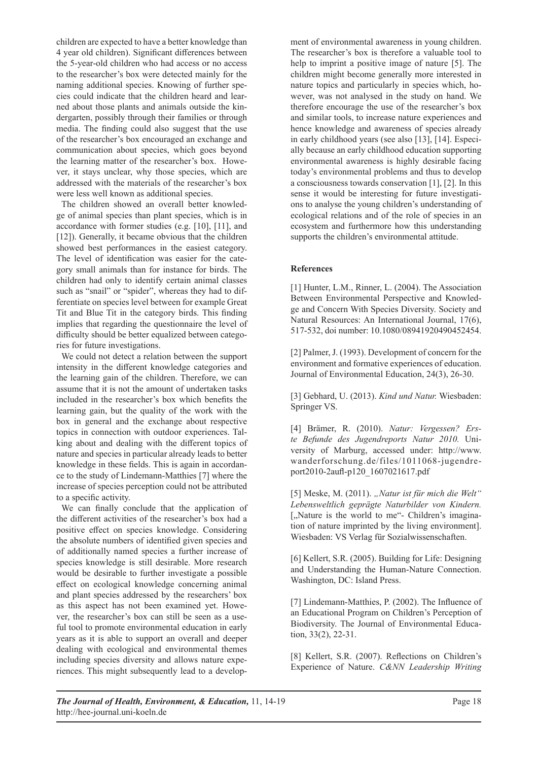children are expected to have a better knowledge than 4 year old children). Significant differences between the 5-year-old children who had access or no access to the researcher's box were detected mainly for the naming additional species. Knowing of further species could indicate that the children heard and learned about those plants and animals outside the kindergarten, possibly through their families or through media. The finding could also suggest that the use of the researcher's box encouraged an exchange and communication about species, which goes beyond the learning matter of the researcher's box. However, it stays unclear, why those species, which are addressed with the materials of the researcher's box were less well known as additional species.

The children showed an overall better knowledge of animal species than plant species, which is in accordance with former studies (e.g. [10], [11], and [12]). Generally, it became obvious that the children showed best performances in the easiest category. The level of identification was easier for the category small animals than for instance for birds. The children had only to identify certain animal classes such as "snail" or "spider", whereas they had to differentiate on species level between for example Great Tit and Blue Tit in the category birds. This finding implies that regarding the questionnaire the level of difficulty should be better equalized between categories for future investigations.

We could not detect a relation between the support intensity in the different knowledge categories and the learning gain of the children. Therefore, we can assume that it is not the amount of undertaken tasks included in the researcher's box which benefits the learning gain, but the quality of the work with the box in general and the exchange about respective topics in connection with outdoor experiences. Talking about and dealing with the different topics of nature and species in particular already leads to better knowledge in these fields. This is again in accordance to the study of Lindemann-Matthies [7] where the increase of species perception could not be attributed to a specific activity.

We can finally conclude that the application of the different activities of the researcher's box had a positive effect on species knowledge. Considering the absolute numbers of identified given species and of additionally named species a further increase of species knowledge is still desirable. More research would be desirable to further investigate a possible effect on ecological knowledge concerning animal and plant species addressed by the researchers' box as this aspect has not been examined yet. However, the researcher's box can still be seen as a useful tool to promote environmental education in early years as it is able to support an overall and deeper dealing with ecological and environmental themes including species diversity and allows nature experiences. This might subsequently lead to a development of environmental awareness in young children. The researcher's box is therefore a valuable tool to help to imprint a positive image of nature [5]. The children might become generally more interested in nature topics and particularly in species which, however, was not analysed in the study on hand. We therefore encourage the use of the researcher's box and similar tools, to increase nature experiences and hence knowledge and awareness of species already in early childhood years (see also [13], [14]. Especially because an early childhood education supporting environmental awareness is highly desirable facing today's environmental problems and thus to develop a consciousness towards conservation [1], [2]. In this sense it would be interesting for future investigations to analyse the young children's understanding of ecological relations and of the role of species in an ecosystem and furthermore how this understanding supports the children's environmental attitude.

**References**

[1] Hunter, L.M., Rinner, L. (2004). The Association Between Environmental Perspective and Knowledge and Concern With Species Diversity. Society and Natural Resources: An International Journal, 17(6), 517-532, doi number: 10.1080/08941920490452454.

[2] Palmer, J. (1993). Development of concern for the environment and formative experiences of education. Journal of Environmental Education, 24(3), 26-30.

[3] Gebhard, U. (2013). *Kind und Natur.* Wiesbaden: Springer VS.

[4] Brämer, R. (2010). *Natur: Vergessen? Erste Befunde des Jugendreports Natur 2010.* University of Marburg, accessed under: http://www.wanderforschung.de/files/1011068-jugendreport2010-2aufl-p120_1607021617.pdf

[5] Meske, M. (2011). *„Natur ist für mich die Welt" Lebensweltlich geprägte Naturbilder von Kindern.* [„Nature is the world to me"- Children's imagination of nature imprinted by the living environment]. Wiesbaden: VS Verlag für Sozialwissenschaften.

[6] Kellert, S.R. (2005). Building for Life: Designing and Understanding the Human-Nature Connection. Washington, DC: Island Press.

[7] Lindemann-Matthies, P. (2002). The Influence of an Educational Program on Children's Perception of Biodiversity. The Journal of Environmental Education, 33(2), 22-31.

[8] Kellert, S.R. (2007). Reflections on Children's Experience of Nature. *C&NN Leadership Writing*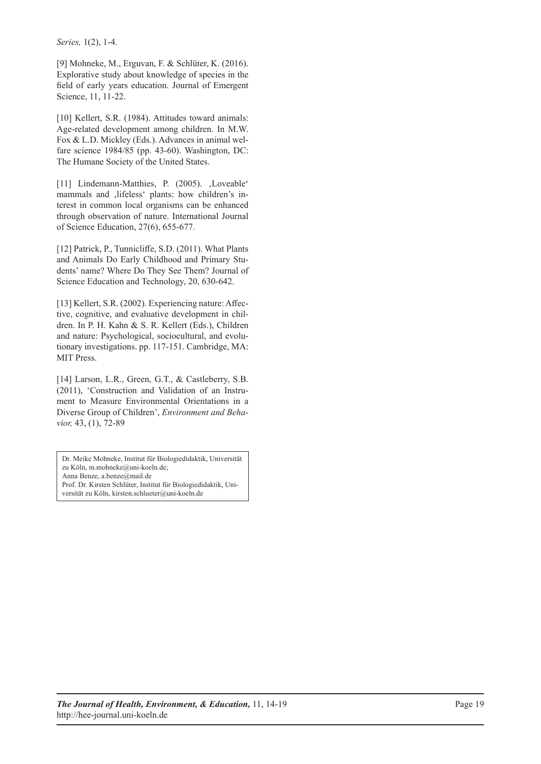*Series,* 1(2), 1-4.

[9] Mohneke, M., Erguvan, F. & Schlüter, K. (2016). Explorative study about knowledge of species in the field of early years education. Journal of Emergent Science, 11, 11-22.

[10] Kellert, S.R. (1984). Attitudes toward animals: Age-related development among children. In M.W. Fox & L.D. Mickley (Eds.). Advances in animal welfare science 1984/85 (pp. 43-60). Washington, DC: The Humane Society of the United States.

[11] Lindemann-Matthies, P. (2005). ‚Loveable' mammals and ‚lifeless' plants: how children's interest in common local organisms can be enhanced through observation of nature. International Journal of Science Education, 27(6), 655-677.

[12] Patrick, P., Tunnicliffe, S.D. (2011). What Plants and Animals Do Early Childhood and Primary Students' name? Where Do They See Them? Journal of Science Education and Technology, 20, 630-642.

[13] Kellert, S.R. (2002). Experiencing nature: Affective, cognitive, and evaluative development in children. In P. H. Kahn & S. R. Kellert (Eds.), Children and nature: Psychological, sociocultural, and evolutionary investigations. pp. 117-151. Cambridge, MA: MIT Press.

[14] Larson, L.R., Green, G.T., & Castleberry, S.B. (2011), 'Construction and Validation of an Instrument to Measure Environmental Orientations in a Diverse Group of Children', *Environment and Behavior,* 43, (1), 72-89

Dr. Meike Mohneke, Institut für Biologiedidaktik, Universität zu Köln, m.mohneke@uni-koeln.de;
Anna Benze, a.benze@mail.de
Prof. Dr. Kirsten Schlüter, Institut für Biologiedidaktik, Universität zu Köln, kirsten.schlueter@uni-koeln.de